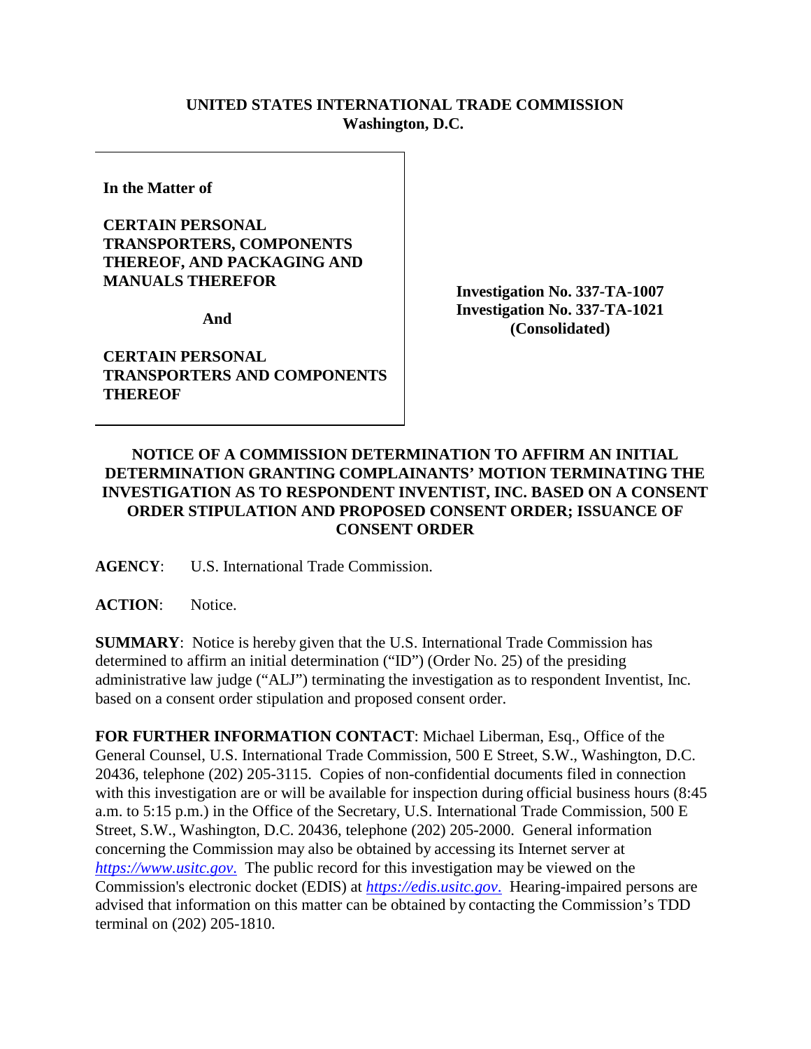**UNITED STATES INTERNATIONAL TRADE COMMISSION**
**Washington, D.C.**

**In the Matter of**

**CERTAIN PERSONAL TRANSPORTERS, COMPONENTS THEREOF, AND PACKAGING AND MANUALS THEREFOR**

**And**

**CERTAIN PERSONAL TRANSPORTERS AND COMPONENTS THEREOF**

**Investigation No. 337-TA-1007**
**Investigation No. 337-TA-1021**
**(Consolidated)**

## NOTICE OF A COMMISSION DETERMINATION TO AFFIRM AN INITIAL DETERMINATION GRANTING COMPLAINANTS' MOTION TERMINATING THE INVESTIGATION AS TO RESPONDENT INVENTIST, INC. BASED ON A CONSENT ORDER STIPULATION AND PROPOSED CONSENT ORDER; ISSUANCE OF CONSENT ORDER

**AGENCY**: U.S. International Trade Commission.

**ACTION**: Notice.

**SUMMARY**: Notice is hereby given that the U.S. International Trade Commission has determined to affirm an initial determination ("ID") (Order No. 25) of the presiding administrative law judge ("ALJ") terminating the investigation as to respondent Inventist, Inc. based on a consent order stipulation and proposed consent order.

**FOR FURTHER INFORMATION CONTACT**: Michael Liberman, Esq., Office of the General Counsel, U.S. International Trade Commission, 500 E Street, S.W., Washington, D.C. 20436, telephone (202) 205-3115. Copies of non-confidential documents filed in connection with this investigation are or will be available for inspection during official business hours (8:45 a.m. to 5:15 p.m.) in the Office of the Secretary, U.S. International Trade Commission, 500 E Street, S.W., Washington, D.C. 20436, telephone (202) 205-2000. General information concerning the Commission may also be obtained by accessing its Internet server at *https://www.usitc.gov.* The public record for this investigation may be viewed on the Commission's electronic docket (EDIS) at *https://edis.usitc.gov.* Hearing-impaired persons are advised that information on this matter can be obtained by contacting the Commission's TDD terminal on (202) 205-1810.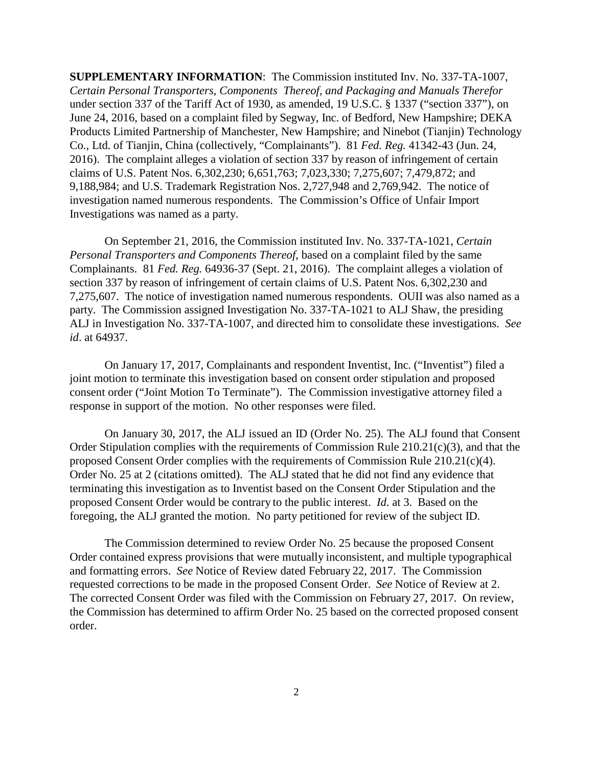**SUPPLEMENTARY INFORMATION**: The Commission instituted Inv. No. 337-TA-1007, *Certain Personal Transporters, Components Thereof, and Packaging and Manuals Therefor* under section 337 of the Tariff Act of 1930, as amended, 19 U.S.C. § 1337 ("section 337"), on June 24, 2016, based on a complaint filed by Segway, Inc. of Bedford, New Hampshire; DEKA Products Limited Partnership of Manchester, New Hampshire; and Ninebot (Tianjin) Technology Co., Ltd. of Tianjin, China (collectively, "Complainants"). 81 *Fed. Reg.* 41342-43 (Jun. 24, 2016). The complaint alleges a violation of section 337 by reason of infringement of certain claims of U.S. Patent Nos. 6,302,230; 6,651,763; 7,023,330; 7,275,607; 7,479,872; and 9,188,984; and U.S. Trademark Registration Nos. 2,727,948 and 2,769,942. The notice of investigation named numerous respondents. The Commission's Office of Unfair Import Investigations was named as a party.

On September 21, 2016, the Commission instituted Inv. No. 337-TA-1021, *Certain Personal Transporters and Components Thereof*, based on a complaint filed by the same Complainants. 81 *Fed. Reg.* 64936-37 (Sept. 21, 2016). The complaint alleges a violation of section 337 by reason of infringement of certain claims of U.S. Patent Nos. 6,302,230 and 7,275,607. The notice of investigation named numerous respondents. OUII was also named as a party. The Commission assigned Investigation No. 337-TA-1021 to ALJ Shaw, the presiding ALJ in Investigation No. 337-TA-1007, and directed him to consolidate these investigations. *See id*. at 64937.

On January 17, 2017, Complainants and respondent Inventist, Inc. ("Inventist") filed a joint motion to terminate this investigation based on consent order stipulation and proposed consent order ("Joint Motion To Terminate"). The Commission investigative attorney filed a response in support of the motion. No other responses were filed.

On January 30, 2017, the ALJ issued an ID (Order No. 25). The ALJ found that Consent Order Stipulation complies with the requirements of Commission Rule 210.21(c)(3), and that the proposed Consent Order complies with the requirements of Commission Rule 210.21(c)(4). Order No. 25 at 2 (citations omitted). The ALJ stated that he did not find any evidence that terminating this investigation as to Inventist based on the Consent Order Stipulation and the proposed Consent Order would be contrary to the public interest. *Id*. at 3. Based on the foregoing, the ALJ granted the motion. No party petitioned for review of the subject ID.

The Commission determined to review Order No. 25 because the proposed Consent Order contained express provisions that were mutually inconsistent, and multiple typographical and formatting errors. *See* Notice of Review dated February 22, 2017. The Commission requested corrections to be made in the proposed Consent Order. *See* Notice of Review at 2. The corrected Consent Order was filed with the Commission on February 27, 2017. On review, the Commission has determined to affirm Order No. 25 based on the corrected proposed consent order.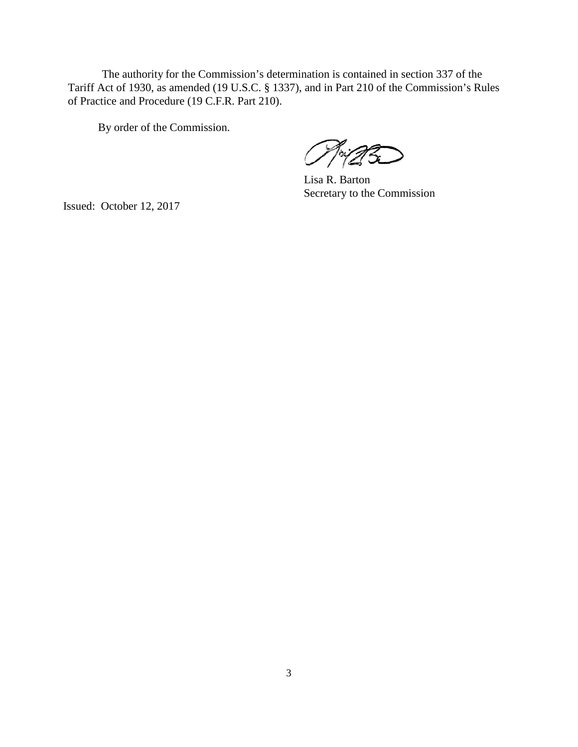The authority for the Commission's determination is contained in section 337 of the Tariff Act of 1930, as amended (19 U.S.C. § 1337), and in Part 210 of the Commission's Rules of Practice and Procedure (19 C.F.R. Part 210).

By order of the Commission.

Lisa R. Barton
Secretary to the Commission

Issued: October 12, 2017